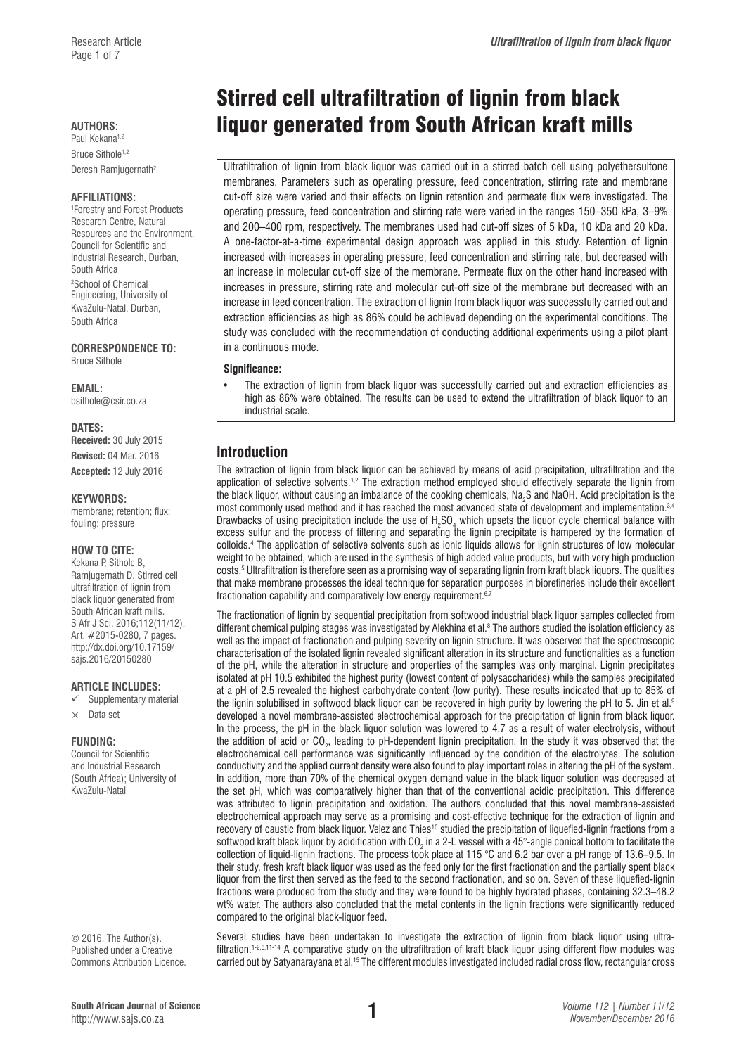# Stirred cell ultrafiltration of lignin from black liquor generated from South African kraft mills

**AUTHORS:**
Paul Kekana[1,2]
Bruce Sithole[1,2]
Deresh Ramjugernath[2]

**AFFILIATIONS:**
[1]Forestry and Forest Products Research Centre, Natural Resources and the Environment, Council for Scientific and Industrial Research, Durban, South Africa
[2]School of Chemical Engineering, University of KwaZulu-Natal, Durban, South Africa

**CORRESPONDENCE TO:**
Bruce Sithole

**EMAIL:**
bsithole@csir.co.za

**DATES:**
**Received:** 30 July 2015
**Revised:** 04 Mar. 2016
**Accepted:** 12 July 2016

**KEYWORDS:**
membrane; retention; flux; fouling; pressure

**HOW TO CITE:**
Kekana P, Sithole B, Ramjugernath D. Stirred cell ultrafiltration of lignin from black liquor generated from South African kraft mills. S Afr J Sci. 2016;112(11/12), Art. #2015-0280, 7 pages. http://dx.doi.org/10.17159/sajs.2016/20150280

**ARTICLE INCLUDES:**
✓ Supplementary material
× Data set

**FUNDING:**
Council for Scientific and Industrial Research (South Africa); University of KwaZulu-Natal

© 2016. The Author(s). Published under a Creative Commons Attribution Licence.

Ultrafiltration of lignin from black liquor was carried out in a stirred batch cell using polyethersulfone membranes. Parameters such as operating pressure, feed concentration, stirring rate and membrane cut-off size were varied and their effects on lignin retention and permeate flux were investigated. The operating pressure, feed concentration and stirring rate were varied in the ranges 150–350 kPa, 3–9% and 200–400 rpm, respectively. The membranes used had cut-off sizes of 5 kDa, 10 kDa and 20 kDa. A one-factor-at-a-time experimental design approach was applied in this study. Retention of lignin increased with increases in operating pressure, feed concentration and stirring rate, but decreased with an increase in molecular cut-off size of the membrane. Permeate flux on the other hand increased with increases in pressure, stirring rate and molecular cut-off size of the membrane but decreased with an increase in feed concentration. The extraction of lignin from black liquor was successfully carried out and extraction efficiencies as high as 86% could be achieved depending on the experimental conditions. The study was concluded with the recommendation of conducting additional experiments using a pilot plant in a continuous mode.

**Significance:**

- The extraction of lignin from black liquor was successfully carried out and extraction efficiencies as high as 86% were obtained. The results can be used to extend the ultrafiltration of black liquor to an industrial scale.

## Introduction

The extraction of lignin from black liquor can be achieved by means of acid precipitation, ultrafiltration and the application of selective solvents.[1,2] The extraction method employed should effectively separate the lignin from the black liquor, without causing an imbalance of the cooking chemicals, $Na_2S$ and NaOH. Acid precipitation is the most commonly used method and it has reached the most advanced state of development and implementation.[3,4] Drawbacks of using precipitation include the use of $H_2SO_4$ which upsets the liquor cycle chemical balance with excess sulfur and the process of filtering and separating the lignin precipitate is hampered by the formation of colloids.[4] The application of selective solvents such as ionic liquids allows for lignin structures of low molecular weight to be obtained, which are used in the synthesis of high added value products, but with very high production costs.[5] Ultrafiltration is therefore seen as a promising way of separating lignin from kraft black liquors. The qualities that make membrane processes the ideal technique for separation purposes in biorefineries include their excellent fractionation capability and comparatively low energy requirement.[6,7]

The fractionation of lignin by sequential precipitation from softwood industrial black liquor samples collected from different chemical pulping stages was investigated by Alekhina et al.[8] The authors studied the isolation efficiency as well as the impact of fractionation and pulping severity on lignin structure. It was observed that the spectroscopic characterisation of the isolated lignin revealed significant alteration in its structure and functionalities as a function of the pH, while the alteration in structure and properties of the samples was only marginal. Lignin precipitates isolated at pH 10.5 exhibited the highest purity (lowest content of polysaccharides) while the samples precipitated at a pH of 2.5 revealed the highest carbohydrate content (low purity). These results indicated that up to 85% of the lignin solubilised in softwood black liquor can be recovered in high purity by lowering the pH to 5. Jin et al.[9] developed a novel membrane-assisted electrochemical approach for the precipitation of lignin from black liquor. In the process, the pH in the black liquor solution was lowered to 4.7 as a result of water electrolysis, without the addition of acid or $CO_2$, leading to pH-dependent lignin precipitation. In the study it was observed that the electrochemical cell performance was significantly influenced by the condition of the electrolytes. The solution conductivity and the applied current density were also found to play important roles in altering the pH of the system. In addition, more than 70% of the chemical oxygen demand value in the black liquor solution was decreased at the set pH, which was comparatively higher than that of the conventional acidic precipitation. This difference was attributed to lignin precipitation and oxidation. The authors concluded that this novel membrane-assisted electrochemical approach may serve as a promising and cost-effective technique for the extraction of lignin and recovery of caustic from black liquor. Velez and Thies[10] studied the precipitation of liquefied-lignin fractions from a softwood kraft black liquor by acidification with $CO_2$ in a 2-L vessel with a 45°-angle conical bottom to facilitate the collection of liquid-lignin fractions. The process took place at 115 °C and 6.2 bar over a pH range of 13.6–9.5. In their study, fresh kraft black liquor was used as the feed only for the first fractionation and the partially spent black liquor from the first then served as the feed to the second fractionation, and so on. Seven of these liquefied-lignin fractions were produced from the study and they were found to be highly hydrated phases, containing 32.3–48.2 wt% water. The authors also concluded that the metal contents in the lignin fractions were significantly reduced compared to the original black-liquor feed.

Several studies have been undertaken to investigate the extraction of lignin from black liquor using ultrafiltration.[1-2,6,11-14] A comparative study on the ultrafiltration of kraft black liquor using different flow modules was carried out by Satyanarayana et al.[15] The different modules investigated included radial cross flow, rectangular cross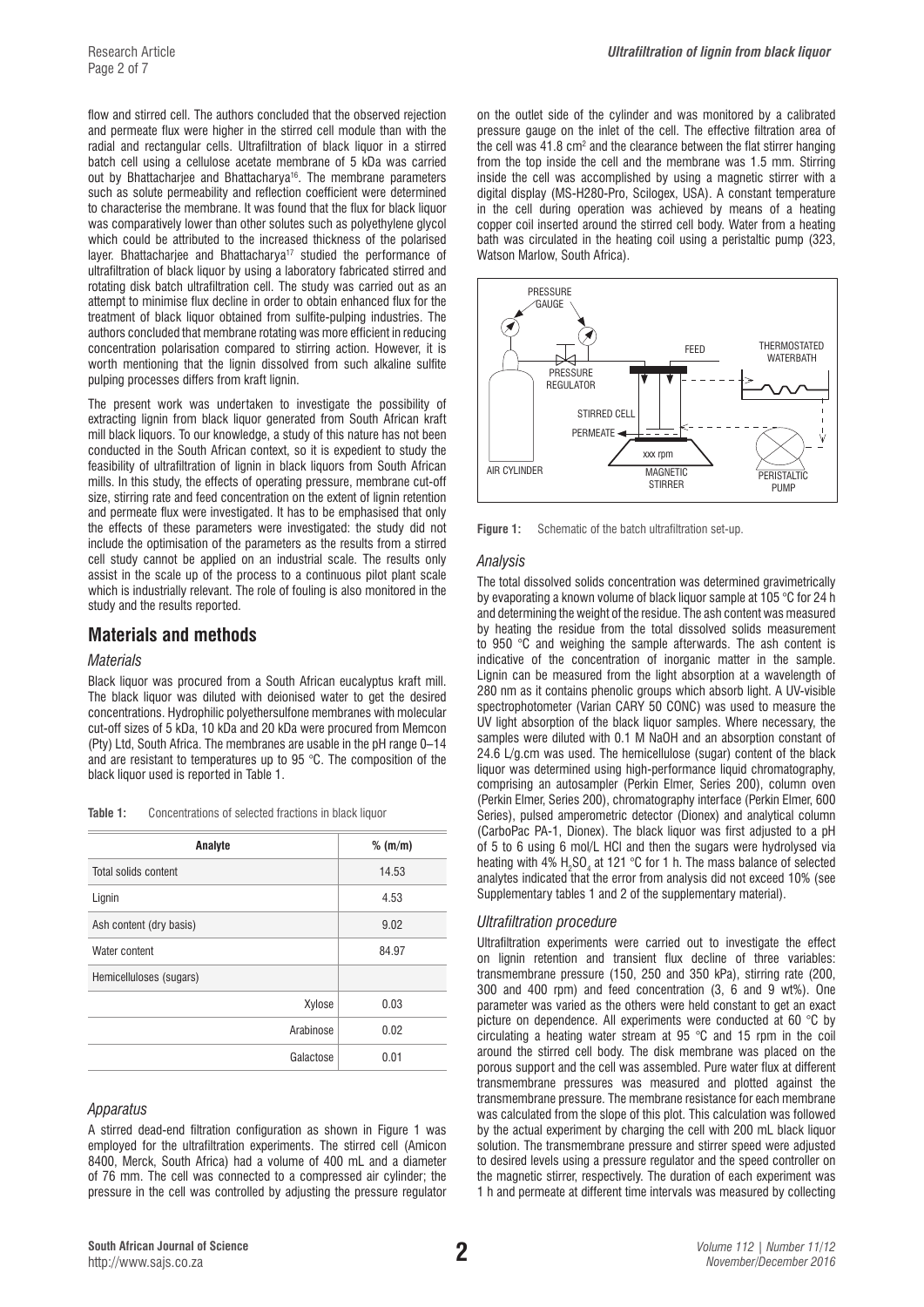flow and stirred cell. The authors concluded that the observed rejection and permeate flux were higher in the stirred cell module than with the radial and rectangular cells. Ultrafiltration of black liquor in a stirred batch cell using a cellulose acetate membrane of 5 kDa was carried out by Bhattacharjee and Bhattacharya[16]. The membrane parameters such as solute permeability and reflection coefficient were determined to characterise the membrane. It was found that the flux for black liquor was comparatively lower than other solutes such as polyethylene glycol which could be attributed to the increased thickness of the polarised layer. Bhattacharjee and Bhattacharya[17] studied the performance of ultrafiltration of black liquor by using a laboratory fabricated stirred and rotating disk batch ultrafiltration cell. The study was carried out as an attempt to minimise flux decline in order to obtain enhanced flux for the treatment of black liquor obtained from sulfite-pulping industries. The authors concluded that membrane rotating was more efficient in reducing concentration polarisation compared to stirring action. However, it is worth mentioning that the lignin dissolved from such alkaline sulfite pulping processes differs from kraft lignin.

The present work was undertaken to investigate the possibility of extracting lignin from black liquor generated from South African kraft mill black liquors. To our knowledge, a study of this nature has not been conducted in the South African context, so it is expedient to study the feasibility of ultrafiltration of lignin in black liquors from South African mills. In this study, the effects of operating pressure, membrane cut-off size, stirring rate and feed concentration on the extent of lignin retention and permeate flux were investigated. It has to be emphasised that only the effects of these parameters were investigated: the study did not include the optimisation of the parameters as the results from a stirred cell study cannot be applied on an industrial scale. The results only assist in the scale up of the process to a continuous pilot plant scale which is industrially relevant. The role of fouling is also monitored in the study and the results reported.

## Materials and methods

### Materials

Black liquor was procured from a South African eucalyptus kraft mill. The black liquor was diluted with deionised water to get the desired concentrations. Hydrophilic polyethersulfone membranes with molecular cut-off sizes of 5 kDa, 10 kDa and 20 kDa were procured from Memcon (Pty) Ltd, South Africa. The membranes are usable in the pH range 0–14 and are resistant to temperatures up to 95 °C. The composition of the black liquor used is reported in Table 1.

**Table 1:** Concentrations of selected fractions in black liquor

| Analyte | % (m/m) |
|---|---|
| Total solids content | 14.53 |
| Lignin | 4.53 |
| Ash content (dry basis) | 9.02 |
| Water content | 84.97 |
| Hemicelluloses (sugars) | |
| Xylose | 0.03 |
| Arabinose | 0.02 |
| Galactose | 0.01 |

### Apparatus

A stirred dead-end filtration configuration as shown in Figure 1 was employed for the ultrafiltration experiments. The stirred cell (Amicon 8400, Merck, South Africa) had a volume of 400 mL and a diameter of 76 mm. The cell was connected to a compressed air cylinder; the pressure in the cell was controlled by adjusting the pressure regulator on the outlet side of the cylinder and was monitored by a calibrated pressure gauge on the inlet of the cell. The effective filtration area of the cell was 41.8 cm$^2$ and the clearance between the flat stirrer hanging from the top inside the cell and the membrane was 1.5 mm. Stirring inside the cell was accomplished by using a magnetic stirrer with a digital display (MS-H280-Pro, Scilogex, USA). A constant temperature in the cell during operation was achieved by means of a heating copper coil inserted around the stirred cell body. Water from a heating bath was circulated in the heating coil using a peristaltic pump (323, Watson Marlow, South Africa).

**Figure 1:** Schematic of the batch ultrafiltration set-up.

### Analysis

The total dissolved solids concentration was determined gravimetrically by evaporating a known volume of black liquor sample at 105 °C for 24 h and determining the weight of the residue. The ash content was measured by heating the residue from the total dissolved solids measurement to 950 °C and weighing the sample afterwards. The ash content is indicative of the concentration of inorganic matter in the sample. Lignin can be measured from the light absorption at a wavelength of 280 nm as it contains phenolic groups which absorb light. A UV-visible spectrophotometer (Varian CARY 50 CONC) was used to measure the UV light absorption of the black liquor samples. Where necessary, the samples were diluted with 0.1 M NaOH and an absorption constant of 24.6 L/g.cm was used. The hemicellulose (sugar) content of the black liquor was determined using high-performance liquid chromatography, comprising an autosampler (Perkin Elmer, Series 200), column oven (Perkin Elmer, Series 200), chromatography interface (Perkin Elmer, 600 Series), pulsed amperometric detector (Dionex) and analytical column (CarboPac PA-1, Dionex). The black liquor was first adjusted to a pH of 5 to 6 using 6 mol/L HCl and then the sugars were hydrolysed via heating with 4% $H_2SO_4$ at 121 °C for 1 h. The mass balance of selected analytes indicated that the error from analysis did not exceed 10% (see Supplementary tables 1 and 2 of the supplementary material).

### Ultrafiltration procedure

Ultrafiltration experiments were carried out to investigate the effect on lignin retention and transient flux decline of three variables: transmembrane pressure (150, 250 and 350 kPa), stirring rate (200, 300 and 400 rpm) and feed concentration (3, 6 and 9 wt%). One parameter was varied as the others were held constant to get an exact picture on dependence. All experiments were conducted at 60 °C by circulating a heating water stream at 95 °C and 15 rpm in the coil around the stirred cell body. The disk membrane was placed on the porous support and the cell was assembled. Pure water flux at different transmembrane pressures was measured and plotted against the transmembrane pressure. The membrane resistance for each membrane was calculated from the slope of this plot. This calculation was followed by the actual experiment by charging the cell with 200 mL black liquor solution. The transmembrane pressure and stirrer speed were adjusted to desired levels using a pressure regulator and the speed controller on the magnetic stirrer, respectively. The duration of each experiment was 1 h and permeate at different time intervals was measured by collecting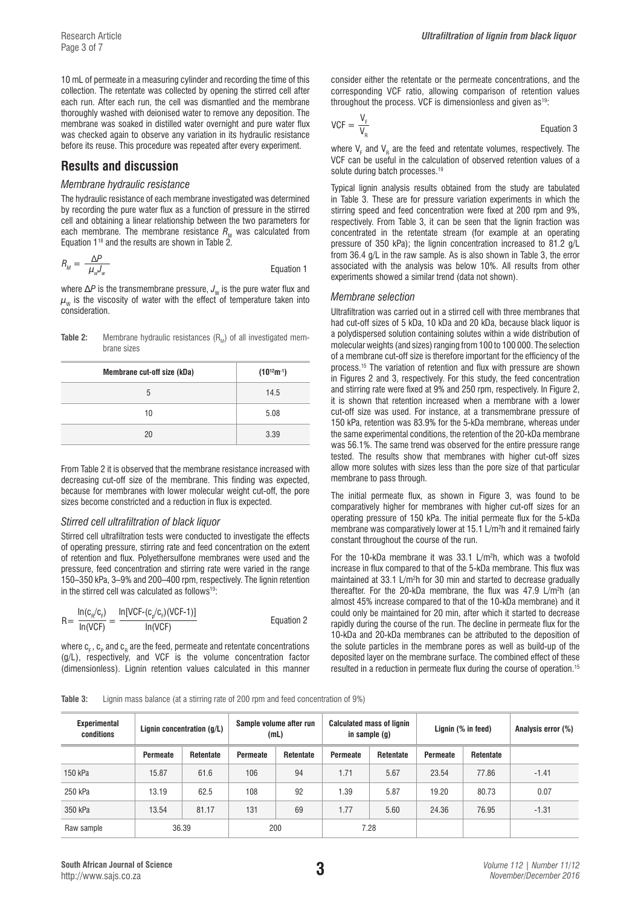10 mL of permeate in a measuring cylinder and recording the time of this collection. The retentate was collected by opening the stirred cell after each run. After each run, the cell was dismantled and the membrane thoroughly washed with deionised water to remove any deposition. The membrane was soaked in distilled water overnight and pure water flux was checked again to observe any variation in its hydraulic resistance before its reuse. This procedure was repeated after every experiment.

## Results and discussion

### *Membrane hydraulic resistance*

The hydraulic resistance of each membrane investigated was determined by recording the pure water flux as a function of pressure in the stirred cell and obtaining a linear relationship between the two parameters for each membrane. The membrane resistance $R_M$ was calculated from Equation 1[18] and the results are shown in Table 2.

$$R_M = \frac{\Delta P}{\mu_w J_w} \qquad \text{Equation 1}$$

where $\Delta P$ is the transmembrane pressure, $J_w$ is the pure water flux and $\mu_w$ is the viscosity of water with the effect of temperature taken into consideration.

**Table 2:** Membrane hydraulic resistances ($R_M$) of all investigated membrane sizes

| Membrane cut-off size (kDa) | ($10^{12}$m$^{-1}$) |
|---|---|
| 5 | 14.5 |
| 10 | 5.08 |
| 20 | 3.39 |

From Table 2 it is observed that the membrane resistance increased with decreasing cut-off size of the membrane. This finding was expected, because for membranes with lower molecular weight cut-off, the pore sizes become constricted and a reduction in flux is expected.

### *Stirred cell ultrafiltration of black liquor*

Stirred cell ultrafiltration tests were conducted to investigate the effects of operating pressure, stirring rate and feed concentration on the extent of retention and flux. Polyethersulfone membranes were used and the pressure, feed concentration and stirring rate were varied in the range 150–350 kPa, 3–9% and 200–400 rpm, respectively. The lignin retention in the stirred cell was calculated as follows[19]:

$$R = \frac{\ln(c_R/c_F)}{\ln(VCF)} = \frac{\ln[VCF-(c_P/c_F)(VCF-1)]}{\ln(VCF)} \qquad \text{Equation 2}$$

where $c_F$, $c_P$ and $c_R$ are the feed, permeate and retentate concentrations (g/L), respectively, and VCF is the volume concentration factor (dimensionless). Lignin retention values calculated in this manner consider either the retentate or the permeate concentrations, and the corresponding VCF ratio, allowing comparison of retention values throughout the process. VCF is dimensionless and given as[19]:

$$VCF = \frac{V_F}{V_R} \qquad \text{Equation 3}$$

where $V_F$ and $V_R$ are the feed and retentate volumes, respectively. The VCF can be useful in the calculation of observed retention values of a solute during batch processes.[19]

Typical lignin analysis results obtained from the study are tabulated in Table 3. These are for pressure variation experiments in which the stirring speed and feed concentration were fixed at 200 rpm and 9%, respectively. From Table 3, it can be seen that the lignin fraction was concentrated in the retentate stream (for example at an operating pressure of 350 kPa); the lignin concentration increased to 81.2 g/L from 36.4 g/L in the raw sample. As is also shown in Table 3, the error associated with the analysis was below 10%. All results from other experiments showed a similar trend (data not shown).

### *Membrane selection*

Ultrafiltration was carried out in a stirred cell with three membranes that had cut-off sizes of 5 kDa, 10 kDa and 20 kDa, because black liquor is a polydispersed solution containing solutes within a wide distribution of molecular weights (and sizes) ranging from 100 to 100 000. The selection of a membrane cut-off size is therefore important for the efficiency of the process.[15] The variation of retention and flux with pressure are shown in Figures 2 and 3, respectively. For this study, the feed concentration and stirring rate were fixed at 9% and 250 rpm, respectively. In Figure 2, it is shown that retention increased when a membrane with a lower cut-off size was used. For instance, at a transmembrane pressure of 150 kPa, retention was 83.9% for the 5-kDa membrane, whereas under the same experimental conditions, the retention of the 20-kDa membrane was 56.1%. The same trend was observed for the entire pressure range tested. The results show that membranes with higher cut-off sizes allow more solutes with sizes less than the pore size of that particular membrane to pass through.

The initial permeate flux, as shown in Figure 3, was found to be comparatively higher for membranes with higher cut-off sizes for an operating pressure of 150 kPa. The initial permeate flux for the 5-kDa membrane was comparatively lower at 15.1 L/m$^2$h and it remained fairly constant throughout the course of the run.

For the 10-kDa membrane it was 33.1 L/m$^2$h, which was a twofold increase in flux compared to that of the 5-kDa membrane. This flux was maintained at 33.1 L/m$^2$h for 30 min and started to decrease gradually thereafter. For the 20-kDa membrane, the flux was 47.9 L/m$^2$h (an almost 45% increase compared to that of the 10-kDa membrane) and it could only be maintained for 20 min, after which it started to decrease rapidly during the course of the run. The decline in permeate flux for the 10-kDa and 20-kDa membranes can be attributed to the deposition of the solute particles in the membrane pores as well as build-up of the deposited layer on the membrane surface. The combined effect of these resulted in a reduction in permeate flux during the course of operation.[15]

**Table 3:** Lignin mass balance (at a stirring rate of 200 rpm and feed concentration of 9%)

| Experimental conditions | Lignin concentration (g/L) | | Sample volume after run (mL) | | Calculated mass of lignin in sample (g) | | Lignin (% in feed) | | Analysis error (%) |
|---|---|---|---|---|---|---|---|---|---|
| | **Permeate** | **Retentate** | **Permeate** | **Retentate** | **Permeate** | **Retentate** | **Permeate** | **Retentate** | |
| 150 kPa | 15.87 | 61.6 | 106 | 94 | 1.71 | 5.67 | 23.54 | 77.86 | -1.41 |
| 250 kPa | 13.19 | 62.5 | 108 | 92 | 1.39 | 5.87 | 19.20 | 80.73 | 0.07 |
| 350 kPa | 13.54 | 81.17 | 131 | 69 | 1.77 | 5.60 | 24.36 | 76.95 | -1.31 |
| Raw sample | 36.39 | | 200 | | 7.28 | | | | |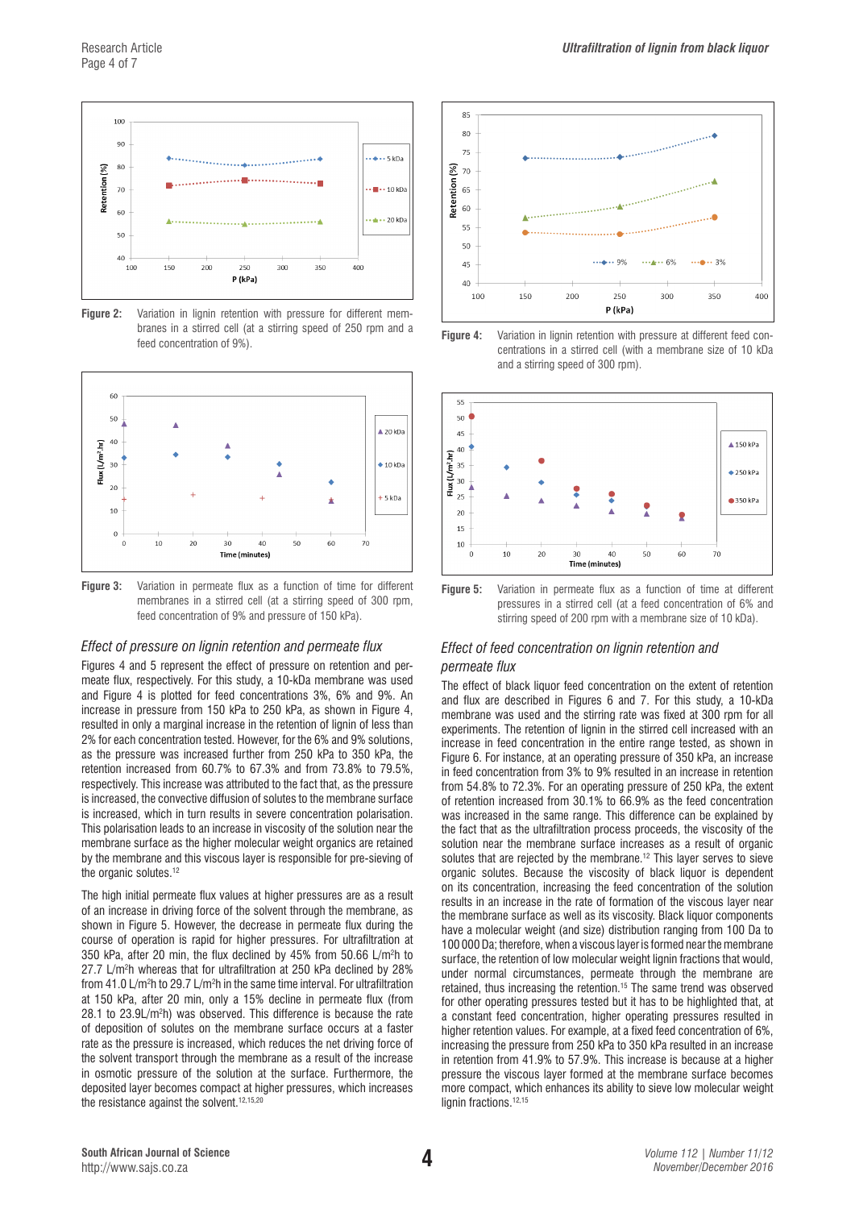**Figure 2:** Variation in lignin retention with pressure for different membranes in a stirred cell (at a stirring speed of 250 rpm and a feed concentration of 9%).

**Figure 3:** Variation in permeate flux as a function of time for different membranes in a stirred cell (at a stirring speed of 300 rpm, feed concentration of 9% and pressure of 150 kPa).

### *Effect of pressure on lignin retention and permeate flux*

Figures 4 and 5 represent the effect of pressure on retention and permeate flux, respectively. For this study, a 10-kDa membrane was used and Figure 4 is plotted for feed concentrations 3%, 6% and 9%. An increase in pressure from 150 kPa to 250 kPa, as shown in Figure 4, resulted in only a marginal increase in the retention of lignin of less than 2% for each concentration tested. However, for the 6% and 9% solutions, as the pressure was increased further from 250 kPa to 350 kPa, the retention increased from 60.7% to 67.3% and from 73.8% to 79.5%, respectively. This increase was attributed to the fact that, as the pressure is increased, the convective diffusion of solutes to the membrane surface is increased, which in turn results in severe concentration polarisation. This polarisation leads to an increase in viscosity of the solution near the membrane surface as the higher molecular weight organics are retained by the membrane and this viscous layer is responsible for pre-sieving of the organic solutes.[12]

The high initial permeate flux values at higher pressures are as a result of an increase in driving force of the solvent through the membrane, as shown in Figure 5. However, the decrease in permeate flux during the course of operation is rapid for higher pressures. For ultrafiltration at 350 kPa, after 20 min, the flux declined by 45% from 50.66 L/m$^2$h to 27.7 L/m$^2$h whereas that for ultrafiltration at 250 kPa declined by 28% from 41.0 L/m$^2$h to 29.7 L/m$^2$h in the same time interval. For ultrafiltration at 150 kPa, after 20 min, only a 15% decline in permeate flux (from 28.1 to 23.9L/m$^2$h) was observed. This difference is because the rate of deposition of solutes on the membrane surface occurs at a faster rate as the pressure is increased, which reduces the net driving force of the solvent transport through the membrane as a result of the increase in osmotic pressure of the solution at the surface. Furthermore, the deposited layer becomes compact at higher pressures, which increases the resistance against the solvent.[12,15,20]

**Figure 4:** Variation in lignin retention with pressure at different feed concentrations in a stirred cell (with a membrane size of 10 kDa and a stirring speed of 300 rpm).

**Figure 5:** Variation in permeate flux as a function of time at different pressures in a stirred cell (at a feed concentration of 6% and stirring speed of 200 rpm with a membrane size of 10 kDa).

### *Effect of feed concentration on lignin retention and permeate flux*

The effect of black liquor feed concentration on the extent of retention and flux are described in Figures 6 and 7. For this study, a 10-kDa membrane was used and the stirring rate was fixed at 300 rpm for all experiments. The retention of lignin in the stirred cell increased with an increase in feed concentration in the entire range tested, as shown in Figure 6. For instance, at an operating pressure of 350 kPa, an increase in feed concentration from 3% to 9% resulted in an increase in retention from 54.8% to 72.3%. For an operating pressure of 250 kPa, the extent of retention increased from 30.1% to 66.9% as the feed concentration was increased in the same range. This difference can be explained by the fact that as the ultrafiltration process proceeds, the viscosity of the solution near the membrane surface increases as a result of organic solutes that are rejected by the membrane.[12] This layer serves to sieve organic solutes. Because the viscosity of black liquor is dependent on its concentration, increasing the feed concentration of the solution results in an increase in the rate of formation of the viscous layer near the membrane surface as well as its viscosity. Black liquor components have a molecular weight (and size) distribution ranging from 100 Da to 100 000 Da; therefore, when a viscous layer is formed near the membrane surface, the retention of low molecular weight lignin fractions that would, under normal circumstances, permeate through the membrane are retained, thus increasing the retention.[15] The same trend was observed for other operating pressures tested but it has to be highlighted that, at a constant feed concentration, higher operating pressures resulted in higher retention values. For example, at a fixed feed concentration of 6%, increasing the pressure from 250 kPa to 350 kPa resulted in an increase in retention from 41.9% to 57.9%. This increase is because at a higher pressure the viscous layer formed at the membrane surface becomes more compact, which enhances its ability to sieve low molecular weight lignin fractions.[12,15]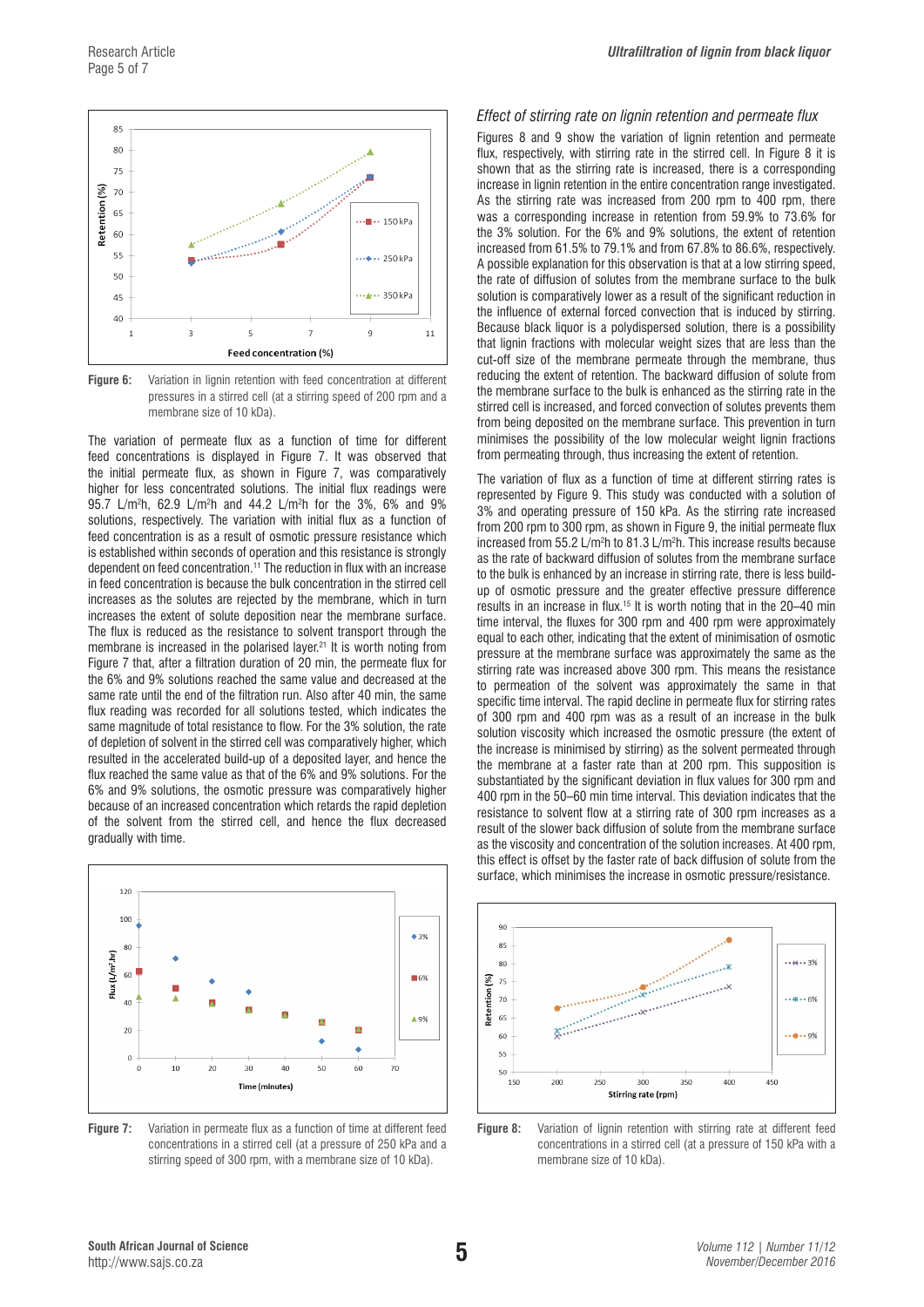Figure 6: Variation in lignin retention with feed concentration at different pressures in a stirred cell (at a stirring speed of 200 rpm and a membrane size of 10 kDa).

The variation of permeate flux as a function of time for different feed concentrations is displayed in Figure 7. It was observed that the initial permeate flux, as shown in Figure 7, was comparatively higher for less concentrated solutions. The initial flux readings were 95.7 L/m²h, 62.9 L/m²h and 44.2 L/m²h for the 3%, 6% and 9% solutions, respectively. The variation with initial flux as a function of feed concentration is as a result of osmotic pressure resistance which is established within seconds of operation and this resistance is strongly dependent on feed concentration.[11] The reduction in flux with an increase in feed concentration is because the bulk concentration in the stirred cell increases as the solutes are rejected by the membrane, which in turn increases the extent of solute deposition near the membrane surface. The flux is reduced as the resistance to solvent transport through the membrane is increased in the polarised layer.[21] It is worth noting from Figure 7 that, after a filtration duration of 20 min, the permeate flux for the 6% and 9% solutions reached the same value and decreased at the same rate until the end of the filtration run. Also after 40 min, the same flux reading was recorded for all solutions tested, which indicates the same magnitude of total resistance to flow. For the 3% solution, the rate of depletion of solvent in the stirred cell was comparatively higher, which resulted in the accelerated build-up of a deposited layer, and hence the flux reached the same value as that of the 6% and 9% solutions. For the 6% and 9% solutions, the osmotic pressure was comparatively higher because of an increased concentration which retards the rapid depletion of the solvent from the stirred cell, and hence the flux decreased gradually with time.

Figure 7: Variation in permeate flux as a function of time at different feed concentrations in a stirred cell (at a pressure of 250 kPa and a stirring speed of 300 rpm, with a membrane size of 10 kDa).

### *Effect of stirring rate on lignin retention and permeate flux*

Figures 8 and 9 show the variation of lignin retention and permeate flux, respectively, with stirring rate in the stirred cell. In Figure 8 it is shown that as the stirring rate is increased, there is a corresponding increase in lignin retention in the entire concentration range investigated. As the stirring rate was increased from 200 rpm to 400 rpm, there was a corresponding increase in retention from 59.9% to 73.6% for the 3% solution. For the 6% and 9% solutions, the extent of retention increased from 61.5% to 79.1% and from 67.8% to 86.6%, respectively. A possible explanation for this observation is that at a low stirring speed, the rate of diffusion of solutes from the membrane surface to the bulk solution is comparatively lower as a result of the significant reduction in the influence of external forced convection that is induced by stirring. Because black liquor is a polydispersed solution, there is a possibility that lignin fractions with molecular weight sizes that are less than the cut-off size of the membrane permeate through the membrane, thus reducing the extent of retention. The backward diffusion of solute from the membrane surface to the bulk is enhanced as the stirring rate in the stirred cell is increased, and forced convection of solutes prevents them from being deposited on the membrane surface. This prevention in turn minimises the possibility of the low molecular weight lignin fractions from permeating through, thus increasing the extent of retention.

The variation of flux as a function of time at different stirring rates is represented by Figure 9. This study was conducted with a solution of 3% and operating pressure of 150 kPa. As the stirring rate increased from 200 rpm to 300 rpm, as shown in Figure 9, the initial permeate flux increased from 55.2 L/m²h to 81.3 L/m²h. This increase results because as the rate of backward diffusion of solutes from the membrane surface to the bulk is enhanced by an increase in stirring rate, there is less build-up of osmotic pressure and the greater effective pressure difference results in an increase in flux.[15] It is worth noting that in the 20–40 min time interval, the fluxes for 300 rpm and 400 rpm were approximately equal to each other, indicating that the extent of minimisation of osmotic pressure at the membrane surface was approximately the same as the stirring rate was increased above 300 rpm. This means the resistance to permeation of the solvent was approximately the same in that specific time interval. The rapid decline in permeate flux for stirring rates of 300 rpm and 400 rpm was as a result of an increase in the bulk solution viscosity which increased the osmotic pressure (the extent of the increase is minimised by stirring) as the solvent permeated through the membrane at a faster rate than at 200 rpm. This supposition is substantiated by the significant deviation in flux values for 300 rpm and 400 rpm in the 50–60 min time interval. This deviation indicates that the resistance to solvent flow at a stirring rate of 300 rpm increases as a result of the slower back diffusion of solute from the membrane surface as the viscosity and concentration of the solution increases. At 400 rpm, this effect is offset by the faster rate of back diffusion of solute from the surface, which minimises the increase in osmotic pressure/resistance.

Figure 8: Variation of lignin retention with stirring rate at different feed concentrations in a stirred cell (at a pressure of 150 kPa with a membrane size of 10 kDa).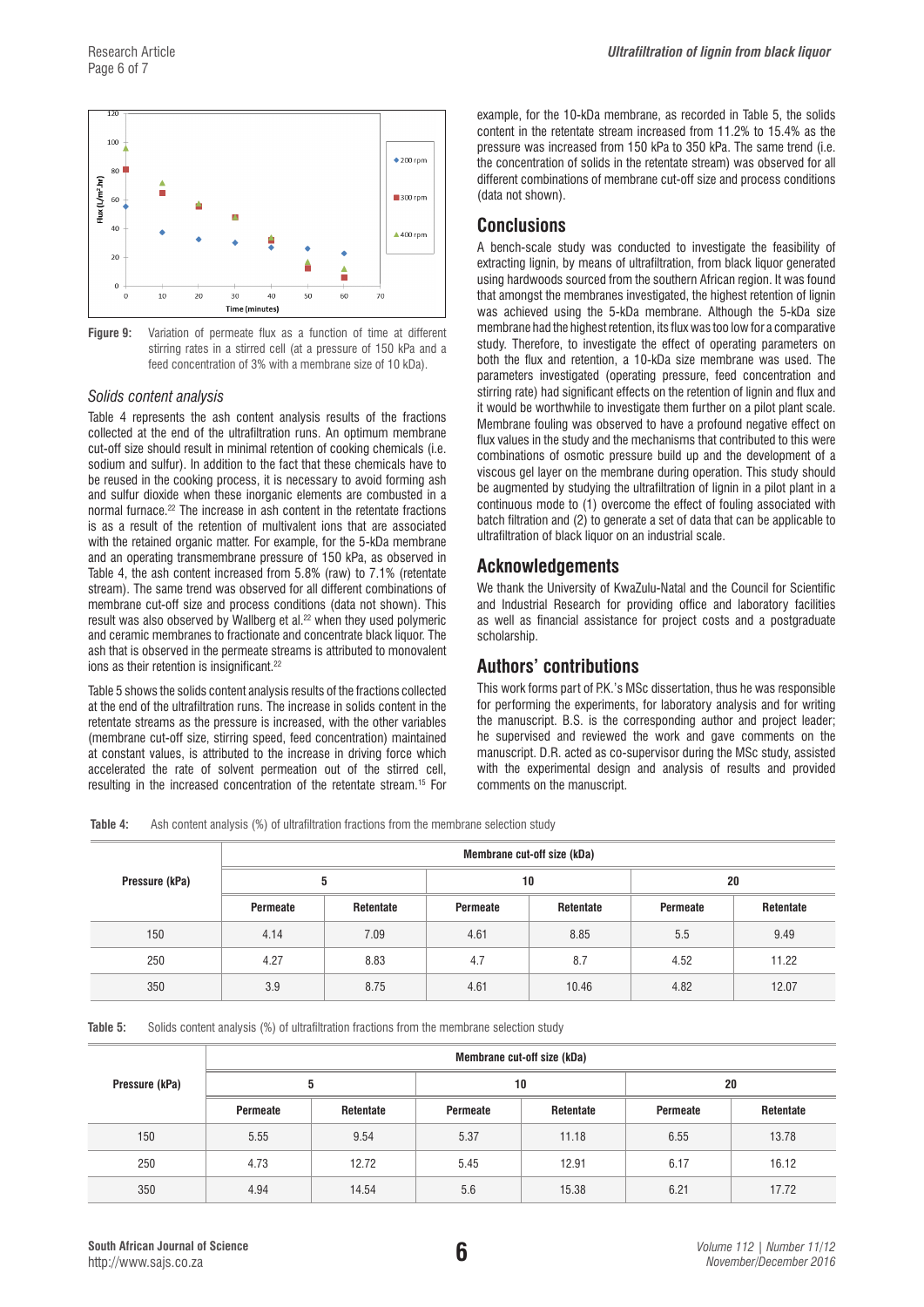Figure 9: Variation of permeate flux as a function of time at different stirring rates in a stirred cell (at a pressure of 150 kPa and a feed concentration of 3% with a membrane size of 10 kDa).

### Solids content analysis

Table 4 represents the ash content analysis results of the fractions collected at the end of the ultrafiltration runs. An optimum membrane cut-off size should result in minimal retention of cooking chemicals (i.e. sodium and sulfur). In addition to the fact that these chemicals have to be reused in the cooking process, it is necessary to avoid forming ash and sulfur dioxide when these inorganic elements are combusted in a normal furnace.[22] The increase in ash content in the retentate fractions is as a result of the retention of multivalent ions that are associated with the retained organic matter. For example, for the 5-kDa membrane and an operating transmembrane pressure of 150 kPa, as observed in Table 4, the ash content increased from 5.8% (raw) to 7.1% (retentate stream). The same trend was observed for all different combinations of membrane cut-off size and process conditions (data not shown). This result was also observed by Wallberg et al.[22] when they used polymeric and ceramic membranes to fractionate and concentrate black liquor. The ash that is observed in the permeate streams is attributed to monovalent ions as their retention is insignificant.[22]

Table 5 shows the solids content analysis results of the fractions collected at the end of the ultrafiltration runs. The increase in solids content in the retentate streams as the pressure is increased, with the other variables (membrane cut-off size, stirring speed, feed concentration) maintained at constant values, is attributed to the increase in driving force which accelerated the rate of solvent permeation out of the stirred cell, resulting in the increased concentration of the retentate stream.[15] For example, for the 10-kDa membrane, as recorded in Table 5, the solids content in the retentate stream increased from 11.2% to 15.4% as the pressure was increased from 150 kPa to 350 kPa. The same trend (i.e. the concentration of solids in the retentate stream) was observed for all different combinations of membrane cut-off size and process conditions (data not shown).

## Conclusions

A bench-scale study was conducted to investigate the feasibility of extracting lignin, by means of ultrafiltration, from black liquor generated using hardwoods sourced from the southern African region. It was found that amongst the membranes investigated, the highest retention of lignin was achieved using the 5-kDa membrane. Although the 5-kDa size membrane had the highest retention, its flux was too low for a comparative study. Therefore, to investigate the effect of operating parameters on both the flux and retention, a 10-kDa size membrane was used. The parameters investigated (operating pressure, feed concentration and stirring rate) had significant effects on the retention of lignin and flux and it would be worthwhile to investigate them further on a pilot plant scale. Membrane fouling was observed to have a profound negative effect on flux values in the study and the mechanisms that contributed to this were combinations of osmotic pressure build up and the development of a viscous gel layer on the membrane during operation. This study should be augmented by studying the ultrafiltration of lignin in a pilot plant in a continuous mode to (1) overcome the effect of fouling associated with batch filtration and (2) to generate a set of data that can be applicable to ultrafiltration of black liquor on an industrial scale.

## Acknowledgements

We thank the University of KwaZulu-Natal and the Council for Scientific and Industrial Research for providing office and laboratory facilities as well as financial assistance for project costs and a postgraduate scholarship.

## Authors' contributions

This work forms part of P.K.'s MSc dissertation, thus he was responsible for performing the experiments, for laboratory analysis and for writing the manuscript. B.S. is the corresponding author and project leader; he supervised and reviewed the work and gave comments on the manuscript. D.R. acted as co-supervisor during the MSc study, assisted with the experimental design and analysis of results and provided comments on the manuscript.

Table 4: Ash content analysis (%) of ultrafiltration fractions from the membrane selection study

| Pressure (kPa) | Membrane cut-off size (kDa) | | | | | |
|---|---|---|---|---|---|---|
| | 5 | | 10 | | 20 | |
| | Permeate | Retentate | Permeate | Retentate | Permeate | Retentate |
| 150 | 4.14 | 7.09 | 4.61 | 8.85 | 5.5 | 9.49 |
| 250 | 4.27 | 8.83 | 4.7 | 8.7 | 4.52 | 11.22 |
| 350 | 3.9 | 8.75 | 4.61 | 10.46 | 4.82 | 12.07 |

Table 5: Solids content analysis (%) of ultrafiltration fractions from the membrane selection study

| Pressure (kPa) | Membrane cut-off size (kDa) | | | | | |
|---|---|---|---|---|---|---|
| | 5 | | 10 | | 20 | |
| | Permeate | Retentate | Permeate | Retentate | Permeate | Retentate |
| 150 | 5.55 | 9.54 | 5.37 | 11.18 | 6.55 | 13.78 |
| 250 | 4.73 | 12.72 | 5.45 | 12.91 | 6.17 | 16.12 |
| 350 | 4.94 | 14.54 | 5.6 | 15.38 | 6.21 | 17.72 |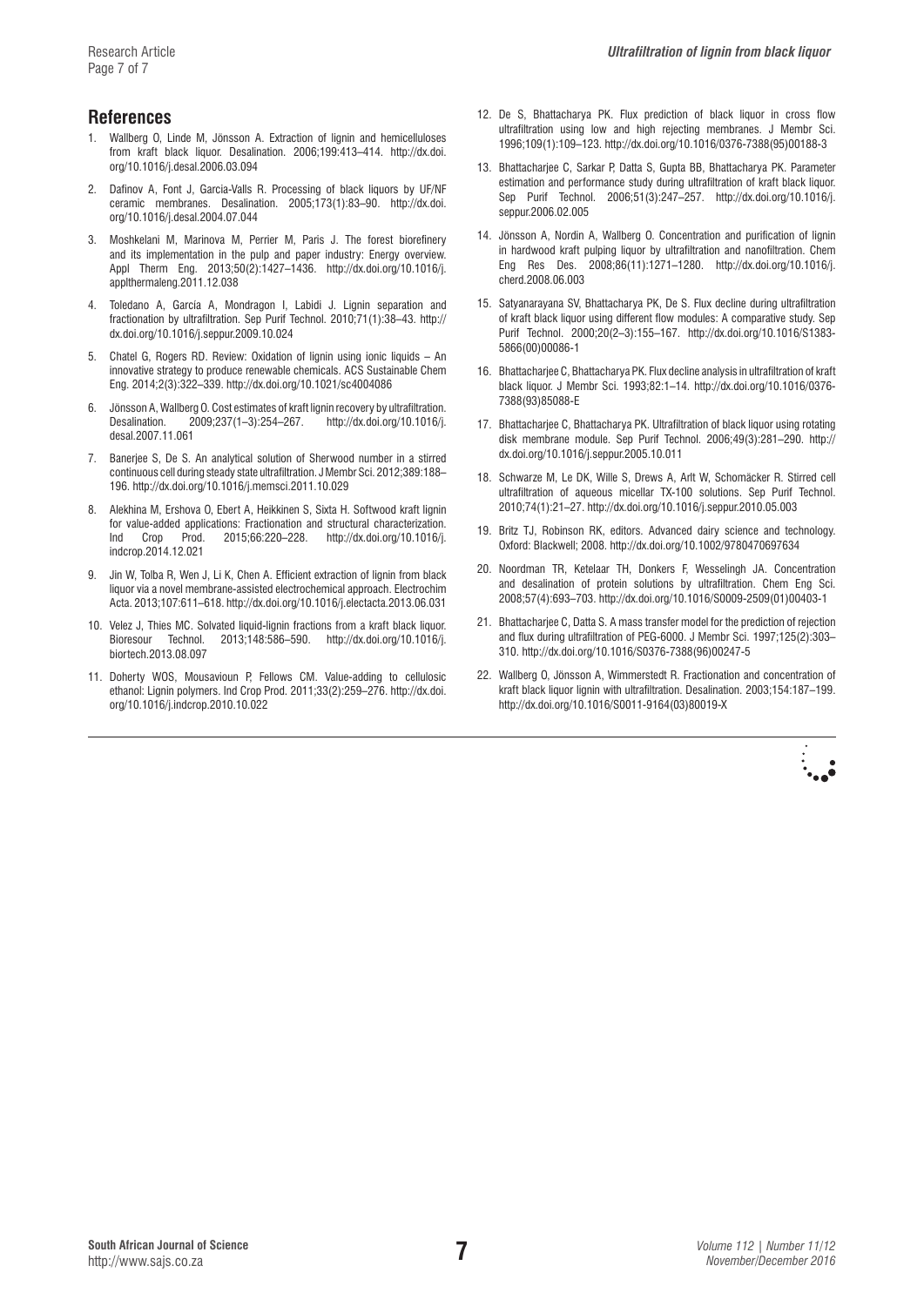## References

1. Wallberg O, Linde M, Jönsson A. Extraction of lignin and hemicelluloses from kraft black liquor. Desalination. 2006;199:413–414. http://dx.doi.org/10.1016/j.desal.2006.03.094
2. Dafinov A, Font J, Garcia-Valls R. Processing of black liquors by UF/NF ceramic membranes. Desalination. 2005;173(1):83–90. http://dx.doi.org/10.1016/j.desal.2004.07.044
3. Moshkelani M, Marinova M, Perrier M, Paris J. The forest biorefinery and its implementation in the pulp and paper industry: Energy overview. Appl Therm Eng. 2013;50(2):1427–1436. http://dx.doi.org/10.1016/j.applthermaleng.2011.12.038
4. Toledano A, García A, Mondragon I, Labidi J. Lignin separation and fractionation by ultrafiltration. Sep Purif Technol. 2010;71(1):38–43. http://dx.doi.org/10.1016/j.seppur.2009.10.024
5. Chatel G, Rogers RD. Review: Oxidation of lignin using ionic liquids – An innovative strategy to produce renewable chemicals. ACS Sustainable Chem Eng. 2014;2(3):322–339. http://dx.doi.org/10.1021/sc4004086
6. Jönsson A, Wallberg O. Cost estimates of kraft lignin recovery by ultrafiltration. Desalination. 2009;237(1–3):254–267. http://dx.doi.org/10.1016/j.desal.2007.11.061
7. Banerjee S, De S. An analytical solution of Sherwood number in a stirred continuous cell during steady state ultrafiltration. J Membr Sci. 2012;389:188–196. http://dx.doi.org/10.1016/j.memsci.2011.10.029
8. Alekhina M, Ershova O, Ebert A, Heikkinen S, Sixta H. Softwood kraft lignin for value-added applications: Fractionation and structural characterization. Ind Crop Prod. 2015;66:220–228. http://dx.doi.org/10.1016/j.indcrop.2014.12.021
9. Jin W, Tolba R, Wen J, Li K, Chen A. Efficient extraction of lignin from black liquor via a novel membrane-assisted electrochemical approach. Electrochim Acta. 2013;107:611–618. http://dx.doi.org/10.1016/j.electacta.2013.06.031
10. Velez J, Thies MC. Solvated liquid-lignin fractions from a kraft black liquor. Bioresour Technol. 2013;148:586–590. http://dx.doi.org/10.1016/j.biortech.2013.08.097
11. Doherty WOS, Mousavioun P, Fellows CM. Value-adding to cellulosic ethanol: Lignin polymers. Ind Crop Prod. 2011;33(2):259–276. http://dx.doi.org/10.1016/j.indcrop.2010.10.022
12. De S, Bhattacharya PK. Flux prediction of black liquor in cross flow ultrafiltration using low and high rejecting membranes. J Membr Sci. 1996;109(1):109–123. http://dx.doi.org/10.1016/0376-7388(95)00188-3
13. Bhattacharjee C, Sarkar P, Datta S, Gupta BB, Bhattacharya PK. Parameter estimation and performance study during ultrafiltration of kraft black liquor. Sep Purif Technol. 2006;51(3):247–257. http://dx.doi.org/10.1016/j.seppur.2006.02.005
14. Jönsson A, Nordin A, Wallberg O. Concentration and purification of lignin in hardwood kraft pulping liquor by ultrafiltration and nanofiltration. Chem Eng Res Des. 2008;86(11):1271–1280. http://dx.doi.org/10.1016/j.cherd.2008.06.003
15. Satyanarayana SV, Bhattacharya PK, De S. Flux decline during ultrafiltration of kraft black liquor using different flow modules: A comparative study. Sep Purif Technol. 2000;20(2–3):155–167. http://dx.doi.org/10.1016/S1383-5866(00)00086-1
16. Bhattacharjee C, Bhattacharya PK. Flux decline analysis in ultrafiltration of kraft black liquor. J Membr Sci. 1993;82:1–14. http://dx.doi.org/10.1016/0376-7388(93)85088-E
17. Bhattacharjee C, Bhattacharya PK. Ultrafiltration of black liquor using rotating disk membrane module. Sep Purif Technol. 2006;49(3):281–290. http://dx.doi.org/10.1016/j.seppur.2005.10.011
18. Schwarze M, Le DK, Wille S, Drews A, Arlt W, Schomäcker R. Stirred cell ultrafiltration of aqueous micellar TX-100 solutions. Sep Purif Technol. 2010;74(1):21–27. http://dx.doi.org/10.1016/j.seppur.2010.05.003
19. Britz TJ, Robinson RK, editors. Advanced dairy science and technology. Oxford: Blackwell; 2008. http://dx.doi.org/10.1002/9780470697634
20. Noordman TR, Ketelaar TH, Donkers F, Wesselingh JA. Concentration and desalination of protein solutions by ultrafiltration. Chem Eng Sci. 2008;57(4):693–703. http://dx.doi.org/10.1016/S0009-2509(01)00403-1
21. Bhattacharjee C, Datta S. A mass transfer model for the prediction of rejection and flux during ultrafiltration of PEG-6000. J Membr Sci. 1997;125(2):303–310. http://dx.doi.org/10.1016/S0376-7388(96)00247-5
22. Wallberg O, Jönsson A, Wimmerstedt R. Fractionation and concentration of kraft black liquor lignin with ultrafiltration. Desalination. 2003;154:187–199. http://dx.doi.org/10.1016/S0011-9164(03)80019-X